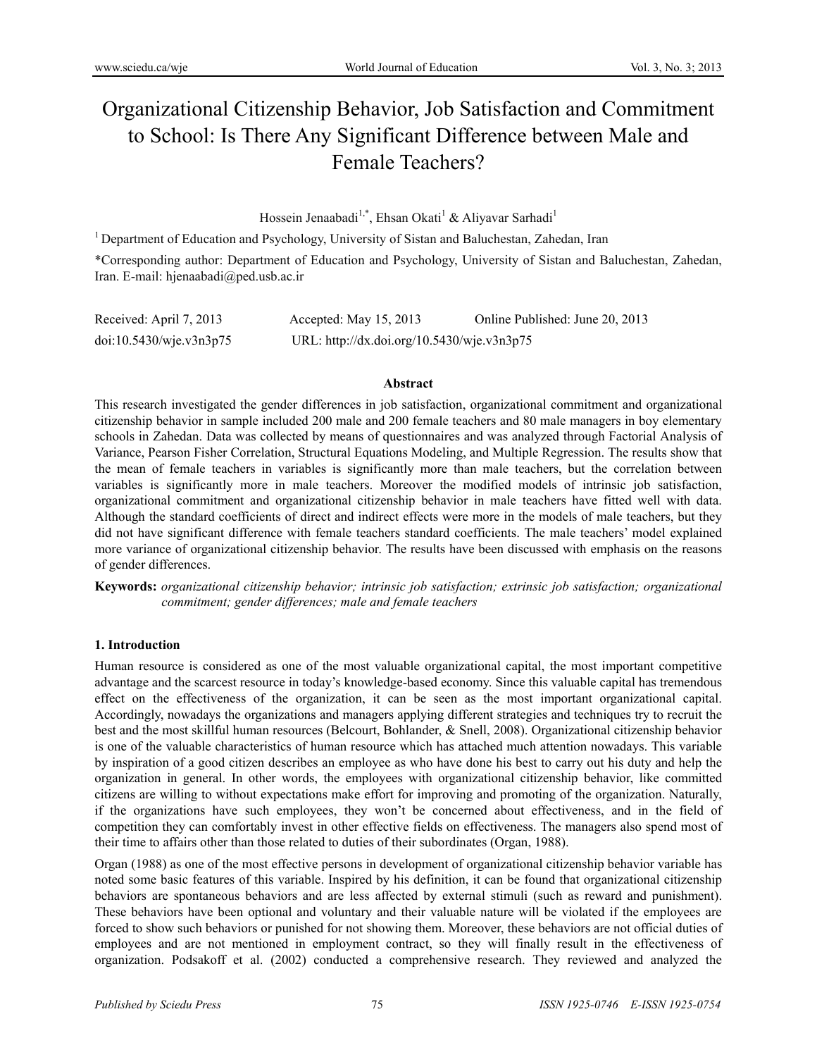# Organizational Citizenship Behavior, Job Satisfaction and Commitment to School: Is There Any Significant Difference between Male and Female Teachers?

Hossein Jenaabadi[1,*], Ehsan Okati[1] & Aliyavar Sarhadi[1]

[1] Department of Education and Psychology, University of Sistan and Baluchestan, Zahedan, Iran

*Corresponding author: Department of Education and Psychology, University of Sistan and Baluchestan, Zahedan, Iran. E-mail: hjenaabadi@ped.usb.ac.ir

Received: April 7, 2013     Accepted: May 15, 2013     Online Published: June 20, 2013

doi:10.5430/wje.v3n3p75     URL: http://dx.doi.org/10.5430/wje.v3n3p75

## Abstract

This research investigated the gender differences in job satisfaction, organizational commitment and organizational citizenship behavior in sample included 200 male and 200 female teachers and 80 male managers in boy elementary schools in Zahedan. Data was collected by means of questionnaires and was analyzed through Factorial Analysis of Variance, Pearson Fisher Correlation, Structural Equations Modeling, and Multiple Regression. The results show that the mean of female teachers in variables is significantly more than male teachers, but the correlation between variables is significantly more in male teachers. Moreover the modified models of intrinsic job satisfaction, organizational commitment and organizational citizenship behavior in male teachers have fitted well with data. Although the standard coefficients of direct and indirect effects were more in the models of male teachers, but they did not have significant difference with female teachers standard coefficients. The male teachers' model explained more variance of organizational citizenship behavior. The results have been discussed with emphasis on the reasons of gender differences.

**Keywords:** *organizational citizenship behavior; intrinsic job satisfaction; extrinsic job satisfaction; organizational commitment; gender differences; male and female teachers*

## 1. Introduction

Human resource is considered as one of the most valuable organizational capital, the most important competitive advantage and the scarcest resource in today's knowledge-based economy. Since this valuable capital has tremendous effect on the effectiveness of the organization, it can be seen as the most important organizational capital. Accordingly, nowadays the organizations and managers applying different strategies and techniques try to recruit the best and the most skillful human resources (Belcourt, Bohlander, & Snell, 2008). Organizational citizenship behavior is one of the valuable characteristics of human resource which has attached much attention nowadays. This variable by inspiration of a good citizen describes an employee as who have done his best to carry out his duty and help the organization in general. In other words, the employees with organizational citizenship behavior, like committed citizens are willing to without expectations make effort for improving and promoting of the organization. Naturally, if the organizations have such employees, they won't be concerned about effectiveness, and in the field of competition they can comfortably invest in other effective fields on effectiveness. The managers also spend most of their time to affairs other than those related to duties of their subordinates (Organ, 1988).

Organ (1988) as one of the most effective persons in development of organizational citizenship behavior variable has noted some basic features of this variable. Inspired by his definition, it can be found that organizational citizenship behaviors are spontaneous behaviors and are less affected by external stimuli (such as reward and punishment). These behaviors have been optional and voluntary and their valuable nature will be violated if the employees are forced to show such behaviors or punished for not showing them. Moreover, these behaviors are not official duties of employees and are not mentioned in employment contract, so they will finally result in the effectiveness of organization. Podsakoff et al. (2002) conducted a comprehensive research. They reviewed and analyzed the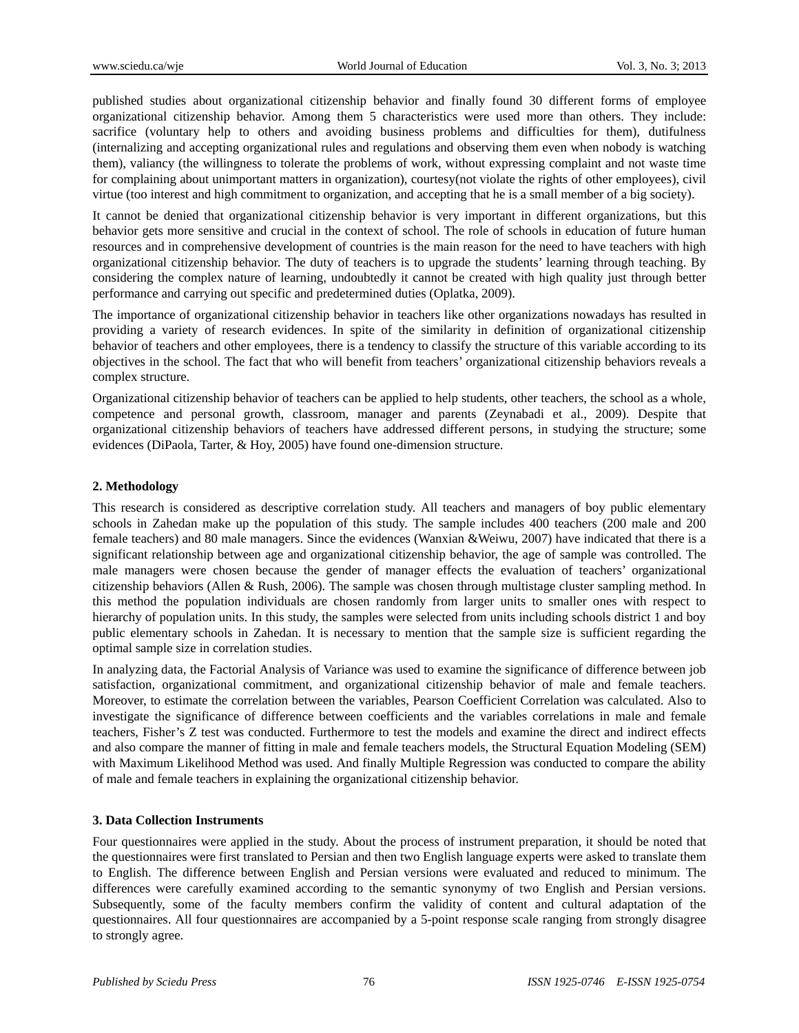published studies about organizational citizenship behavior and finally found 30 different forms of employee organizational citizenship behavior. Among them 5 characteristics were used more than others. They include: sacrifice (voluntary help to others and avoiding business problems and difficulties for them), dutifulness (internalizing and accepting organizational rules and regulations and observing them even when nobody is watching them), valiancy (the willingness to tolerate the problems of work, without expressing complaint and not waste time for complaining about unimportant matters in organization), courtesy(not violate the rights of other employees), civil virtue (too interest and high commitment to organization, and accepting that he is a small member of a big society).

It cannot be denied that organizational citizenship behavior is very important in different organizations, but this behavior gets more sensitive and crucial in the context of school. The role of schools in education of future human resources and in comprehensive development of countries is the main reason for the need to have teachers with high organizational citizenship behavior. The duty of teachers is to upgrade the students' learning through teaching. By considering the complex nature of learning, undoubtedly it cannot be created with high quality just through better performance and carrying out specific and predetermined duties (Oplatka, 2009).

The importance of organizational citizenship behavior in teachers like other organizations nowadays has resulted in providing a variety of research evidences. In spite of the similarity in definition of organizational citizenship behavior of teachers and other employees, there is a tendency to classify the structure of this variable according to its objectives in the school. The fact that who will benefit from teachers' organizational citizenship behaviors reveals a complex structure.

Organizational citizenship behavior of teachers can be applied to help students, other teachers, the school as a whole, competence and personal growth, classroom, manager and parents (Zeynabadi et al., 2009). Despite that organizational citizenship behaviors of teachers have addressed different persons, in studying the structure; some evidences (DiPaola, Tarter, & Hoy, 2005) have found one-dimension structure.

## 2. Methodology

This research is considered as descriptive correlation study. All teachers and managers of boy public elementary schools in Zahedan make up the population of this study. The sample includes 400 teachers (200 male and 200 female teachers) and 80 male managers. Since the evidences (Wanxian &Weiwu, 2007) have indicated that there is a significant relationship between age and organizational citizenship behavior, the age of sample was controlled. The male managers were chosen because the gender of manager effects the evaluation of teachers' organizational citizenship behaviors (Allen & Rush, 2006). The sample was chosen through multistage cluster sampling method. In this method the population individuals are chosen randomly from larger units to smaller ones with respect to hierarchy of population units. In this study, the samples were selected from units including schools district 1 and boy public elementary schools in Zahedan. It is necessary to mention that the sample size is sufficient regarding the optimal sample size in correlation studies.

In analyzing data, the Factorial Analysis of Variance was used to examine the significance of difference between job satisfaction, organizational commitment, and organizational citizenship behavior of male and female teachers. Moreover, to estimate the correlation between the variables, Pearson Coefficient Correlation was calculated. Also to investigate the significance of difference between coefficients and the variables correlations in male and female teachers, Fisher's Z test was conducted. Furthermore to test the models and examine the direct and indirect effects and also compare the manner of fitting in male and female teachers models, the Structural Equation Modeling (SEM) with Maximum Likelihood Method was used. And finally Multiple Regression was conducted to compare the ability of male and female teachers in explaining the organizational citizenship behavior.

## 3. Data Collection Instruments

Four questionnaires were applied in the study. About the process of instrument preparation, it should be noted that the questionnaires were first translated to Persian and then two English language experts were asked to translate them to English. The difference between English and Persian versions were evaluated and reduced to minimum. The differences were carefully examined according to the semantic synonymy of two English and Persian versions. Subsequently, some of the faculty members confirm the validity of content and cultural adaptation of the questionnaires. All four questionnaires are accompanied by a 5-point response scale ranging from strongly disagree to strongly agree.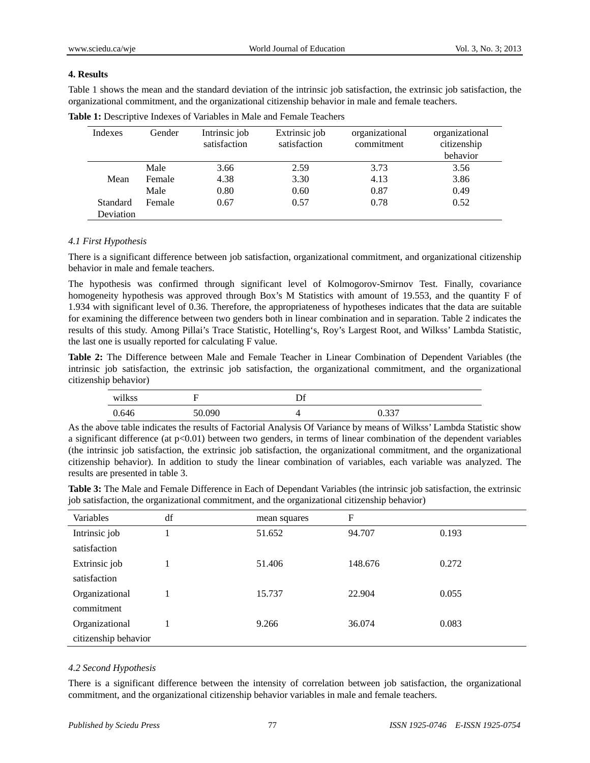## 4. Results

Table 1 shows the mean and the standard deviation of the intrinsic job satisfaction, the extrinsic job satisfaction, the organizational commitment, and the organizational citizenship behavior in male and female teachers.

**Table 1:** Descriptive Indexes of Variables in Male and Female Teachers

| Indexes | Gender | Intrinsic job satisfaction | Extrinsic job satisfaction | organizational commitment | organizational citizenship behavior |
|---|---|---|---|---|---|
| Mean | Male | 3.66 | 2.59 | 3.73 | 3.56 |
| | Female | 4.38 | 3.30 | 4.13 | 3.86 |
| Standard Deviation | Male | 0.80 | 0.60 | 0.87 | 0.49 |
| | Female | 0.67 | 0.57 | 0.78 | 0.52 |

### *4.1 First Hypothesis*

There is a significant difference between job satisfaction, organizational commitment, and organizational citizenship behavior in male and female teachers.

The hypothesis was confirmed through significant level of Kolmogorov-Smirnov Test. Finally, covariance homogeneity hypothesis was approved through Box's M Statistics with amount of 19.553, and the quantity F of 1.934 with significant level of 0.36. Therefore, the appropriateness of hypotheses indicates that the data are suitable for examining the difference between two genders both in linear combination and in separation. Table 2 indicates the results of this study. Among Pillai's Trace Statistic, Hotelling's, Roy's Largest Root, and Wilkss' Lambda Statistic, the last one is usually reported for calculating F value.

**Table 2:** The Difference between Male and Female Teacher in Linear Combination of Dependent Variables (the intrinsic job satisfaction, the extrinsic job satisfaction, the organizational commitment, and the organizational citizenship behavior)

| wilkss | F | Df | |
|---|---|---|---|
| 0.646 | 50.090 | 4 | 0.337 |

As the above table indicates the results of Factorial Analysis Of Variance by means of Wilkss' Lambda Statistic show a significant difference (at $p<0.01$) between two genders, in terms of linear combination of the dependent variables (the intrinsic job satisfaction, the extrinsic job satisfaction, the organizational commitment, and the organizational citizenship behavior). In addition to study the linear combination of variables, each variable was analyzed. The results are presented in table 3.

**Table 3:** The Male and Female Difference in Each of Dependant Variables (the intrinsic job satisfaction, the extrinsic job satisfaction, the organizational commitment, and the organizational citizenship behavior)

| Variables | df | mean squares | F | |
|---|---|---|---|---|
| Intrinsic job satisfaction | 1 | 51.652 | 94.707 | 0.193 |
| Extrinsic job satisfaction | 1 | 51.406 | 148.676 | 0.272 |
| Organizational commitment | 1 | 15.737 | 22.904 | 0.055 |
| Organizational citizenship behavior | 1 | 9.266 | 36.074 | 0.083 |

### *4.2 Second Hypothesis*

There is a significant difference between the intensity of correlation between job satisfaction, the organizational commitment, and the organizational citizenship behavior variables in male and female teachers.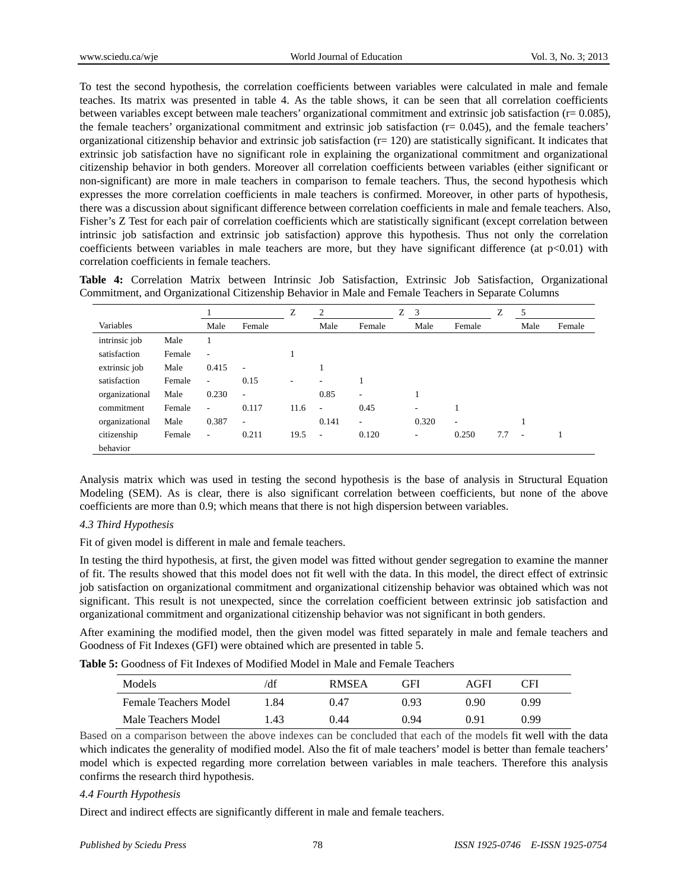To test the second hypothesis, the correlation coefficients between variables were calculated in male and female teaches. Its matrix was presented in table 4. As the table shows, it can be seen that all correlation coefficients between variables except between male teachers' organizational commitment and extrinsic job satisfaction (r= 0.085), the female teachers' organizational commitment and extrinsic job satisfaction (r= 0.045), and the female teachers' organizational citizenship behavior and extrinsic job satisfaction (r= 120) are statistically significant. It indicates that extrinsic job satisfaction have no significant role in explaining the organizational commitment and organizational citizenship behavior in both genders. Moreover all correlation coefficients between variables (either significant or non-significant) are more in male teachers in comparison to female teachers. Thus, the second hypothesis which expresses the more correlation coefficients in male teachers is confirmed. Moreover, in other parts of hypothesis, there was a discussion about significant difference between correlation coefficients in male and female teachers. Also, Fisher's Z Test for each pair of correlation coefficients which are statistically significant (except correlation between intrinsic job satisfaction and extrinsic job satisfaction) approve this hypothesis. Thus not only the correlation coefficients between variables in male teachers are more, but they have significant difference (at $p<0.01$) with correlation coefficients in female teachers.

**Table 4:** Correlation Matrix between Intrinsic Job Satisfaction, Extrinsic Job Satisfaction, Organizational Commitment, and Organizational Citizenship Behavior in Male and Female Teachers in Separate Columns

| | | 1 | | Z | 2 | | Z | 3 | | Z | 5 | |
|---|---|---|---|---|---|---|---|---|---|---|---|---|
| Variables | | Male | Female | | Male | Female | | Male | Female | | Male | Female |
| intrinsic job | Male | 1 | | | | | | | | | | |
| satisfaction | Female | - | | 1 | | | | | | | | |
| extrinsic job | Male | 0.415 | - | | 1 | | | | | | | |
| satisfaction | Female | - | 0.15 | - | - | 1 | | | | | | |
| organizational | Male | 0.230 | - | | 0.85 | - | | 1 | | | | |
| commitment | Female | - | 0.117 | 11.6 | - | 0.45 | | - | 1 | | | |
| organizational | Male | 0.387 | - | | 0.141 | - | | 0.320 | - | | 1 | |
| citizenship behavior | Female | - | 0.211 | 19.5 | - | 0.120 | | - | 0.250 | 7.7 | - | 1 |

Analysis matrix which was used in testing the second hypothesis is the base of analysis in Structural Equation Modeling (SEM). As is clear, there is also significant correlation between coefficients, but none of the above coefficients are more than 0.9; which means that there is not high dispersion between variables.

### *4.3 Third Hypothesis*

Fit of given model is different in male and female teachers.

In testing the third hypothesis, at first, the given model was fitted without gender segregation to examine the manner of fit. The results showed that this model does not fit well with the data. In this model, the direct effect of extrinsic job satisfaction on organizational commitment and organizational citizenship behavior was obtained which was not significant. This result is not unexpected, since the correlation coefficient between extrinsic job satisfaction and organizational commitment and organizational citizenship behavior was not significant in both genders.

After examining the modified model, then the given model was fitted separately in male and female teachers and Goodness of Fit Indexes (GFI) were obtained which are presented in table 5.

**Table 5:** Goodness of Fit Indexes of Modified Model in Male and Female Teachers

| Models | /df | RMSEA | GFI | AGFI | CFI |
|---|---|---|---|---|---|
| Female Teachers Model | 1.84 | 0.47 | 0.93 | 0.90 | 0.99 |
| Male Teachers Model | 1.43 | 0.44 | 0.94 | 0.91 | 0.99 |

Based on a comparison between the above indexes can be concluded that each of the models fit well with the data which indicates the generality of modified model. Also the fit of male teachers' model is better than female teachers' model which is expected regarding more correlation between variables in male teachers. Therefore this analysis confirms the research third hypothesis.

### *4.4 Fourth Hypothesis*

Direct and indirect effects are significantly different in male and female teachers.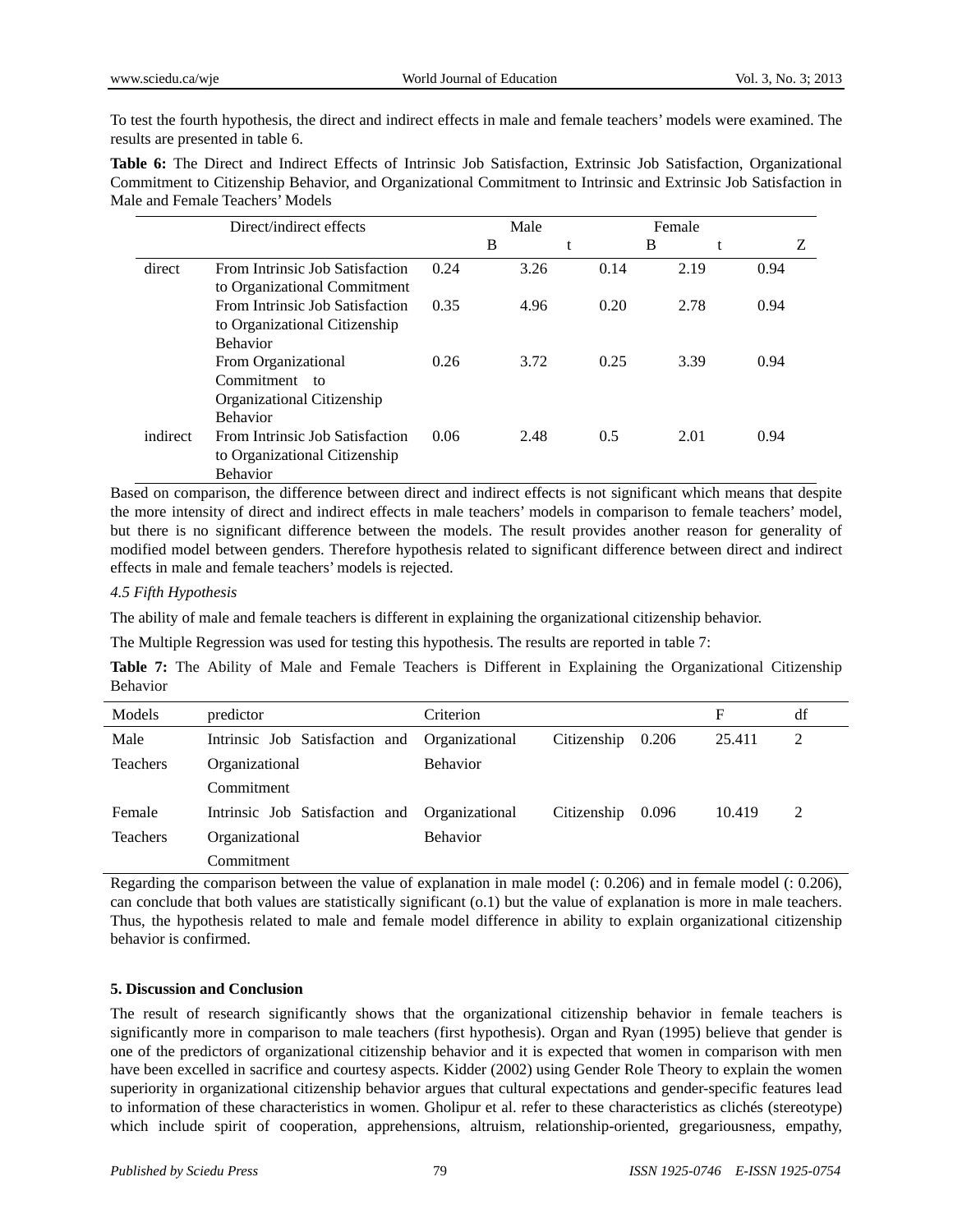To test the fourth hypothesis, the direct and indirect effects in male and female teachers' models were examined. The results are presented in table 6.

**Table 6:** The Direct and Indirect Effects of Intrinsic Job Satisfaction, Extrinsic Job Satisfaction, Organizational Commitment to Citizenship Behavior, and Organizational Commitment to Intrinsic and Extrinsic Job Satisfaction in Male and Female Teachers' Models

| Direct/indirect effects | | Male | | Female | | |
|---|---|---|---|---|---|---|
| | | B | t | B | t | Z |
| direct | From Intrinsic Job Satisfaction to Organizational Commitment | 0.24 | 3.26 | 0.14 | 2.19 | 0.94 |
| | From Intrinsic Job Satisfaction to Organizational Citizenship Behavior | 0.35 | 4.96 | 0.20 | 2.78 | 0.94 |
| | From Organizational Commitment to Organizational Citizenship Behavior | 0.26 | 3.72 | 0.25 | 3.39 | 0.94 |
| indirect | From Intrinsic Job Satisfaction to Organizational Citizenship Behavior | 0.06 | 2.48 | 0.5 | 2.01 | 0.94 |

Based on comparison, the difference between direct and indirect effects is not significant which means that despite the more intensity of direct and indirect effects in male teachers' models in comparison to female teachers' model, but there is no significant difference between the models. The result provides another reason for generality of modified model between genders. Therefore hypothesis related to significant difference between direct and indirect effects in male and female teachers' models is rejected.

*4.5 Fifth Hypothesis*

The ability of male and female teachers is different in explaining the organizational citizenship behavior.

The Multiple Regression was used for testing this hypothesis. The results are reported in table 7:

**Table 7:** The Ability of Male and Female Teachers is Different in Explaining the Organizational Citizenship Behavior

| Models | predictor | Criterion | | F | df |
|---|---|---|---|---|---|
| Male Teachers | Intrinsic Job Satisfaction and Organizational Commitment | Organizational Citizenship Behavior | 0.206 | 25.411 | 2 |
| Female Teachers | Intrinsic Job Satisfaction and Organizational Commitment | Organizational Citizenship Behavior | 0.096 | 10.419 | 2 |

Regarding the comparison between the value of explanation in male model (: 0.206) and in female model (: 0.206), can conclude that both values are statistically significant (o.1) but the value of explanation is more in male teachers. Thus, the hypothesis related to male and female model difference in ability to explain organizational citizenship behavior is confirmed.

## 5. Discussion and Conclusion

The result of research significantly shows that the organizational citizenship behavior in female teachers is significantly more in comparison to male teachers (first hypothesis). Organ and Ryan (1995) believe that gender is one of the predictors of organizational citizenship behavior and it is expected that women in comparison with men have been excelled in sacrifice and courtesy aspects. Kidder (2002) using Gender Role Theory to explain the women superiority in organizational citizenship behavior argues that cultural expectations and gender-specific features lead to information of these characteristics in women. Gholipur et al. refer to these characteristics as clichés (stereotype) which include spirit of cooperation, apprehensions, altruism, relationship-oriented, gregariousness, empathy,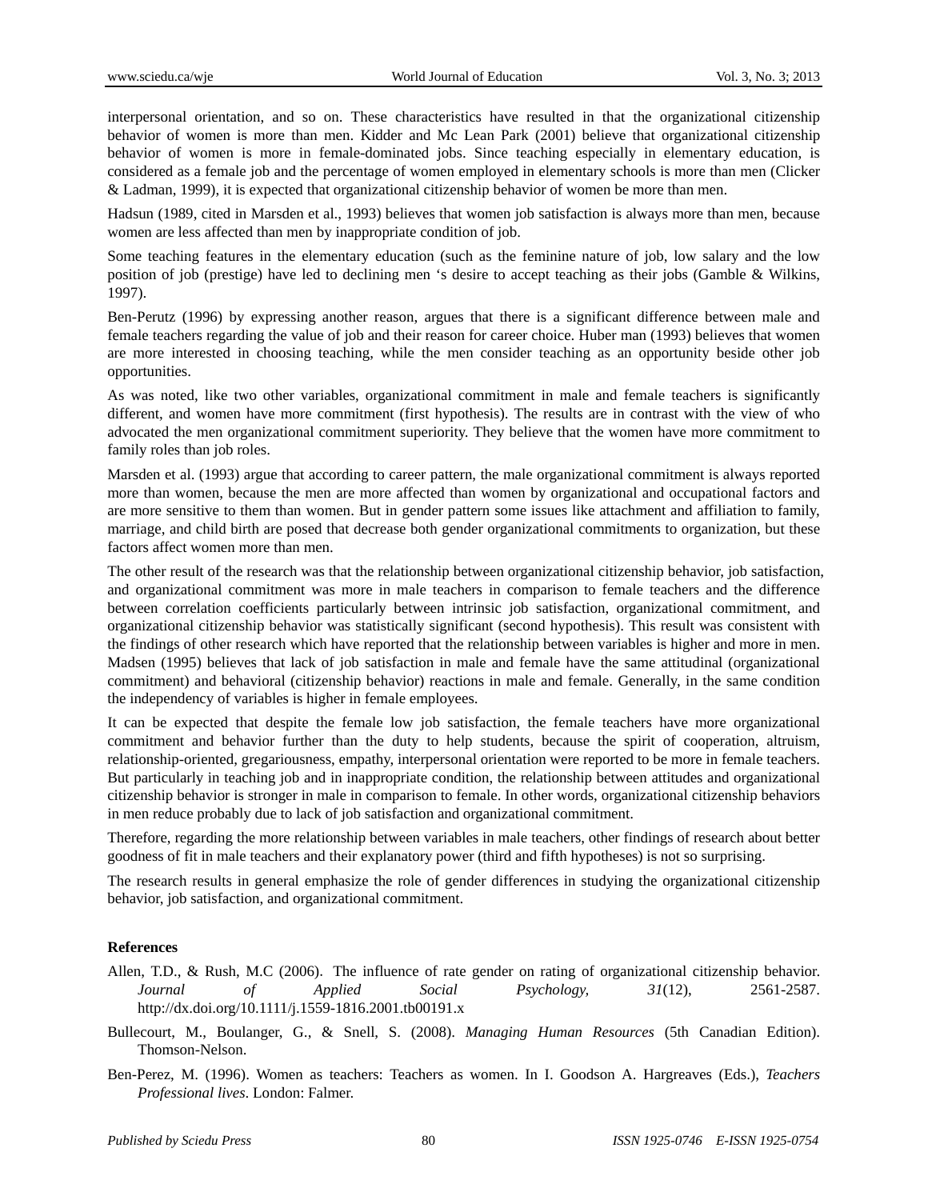interpersonal orientation, and so on. These characteristics have resulted in that the organizational citizenship behavior of women is more than men. Kidder and Mc Lean Park (2001) believe that organizational citizenship behavior of women is more in female-dominated jobs. Since teaching especially in elementary education, is considered as a female job and the percentage of women employed in elementary schools is more than men (Clicker & Ladman, 1999), it is expected that organizational citizenship behavior of women be more than men.

Hadsun (1989, cited in Marsden et al., 1993) believes that women job satisfaction is always more than men, because women are less affected than men by inappropriate condition of job.

Some teaching features in the elementary education (such as the feminine nature of job, low salary and the low position of job (prestige) have led to declining men 's desire to accept teaching as their jobs (Gamble & Wilkins, 1997).

Ben-Perutz (1996) by expressing another reason, argues that there is a significant difference between male and female teachers regarding the value of job and their reason for career choice. Huber man (1993) believes that women are more interested in choosing teaching, while the men consider teaching as an opportunity beside other job opportunities.

As was noted, like two other variables, organizational commitment in male and female teachers is significantly different, and women have more commitment (first hypothesis). The results are in contrast with the view of who advocated the men organizational commitment superiority. They believe that the women have more commitment to family roles than job roles.

Marsden et al. (1993) argue that according to career pattern, the male organizational commitment is always reported more than women, because the men are more affected than women by organizational and occupational factors and are more sensitive to them than women. But in gender pattern some issues like attachment and affiliation to family, marriage, and child birth are posed that decrease both gender organizational commitments to organization, but these factors affect women more than men.

The other result of the research was that the relationship between organizational citizenship behavior, job satisfaction, and organizational commitment was more in male teachers in comparison to female teachers and the difference between correlation coefficients particularly between intrinsic job satisfaction, organizational commitment, and organizational citizenship behavior was statistically significant (second hypothesis). This result was consistent with the findings of other research which have reported that the relationship between variables is higher and more in men. Madsen (1995) believes that lack of job satisfaction in male and female have the same attitudinal (organizational commitment) and behavioral (citizenship behavior) reactions in male and female. Generally, in the same condition the independency of variables is higher in female employees.

It can be expected that despite the female low job satisfaction, the female teachers have more organizational commitment and behavior further than the duty to help students, because the spirit of cooperation, altruism, relationship-oriented, gregariousness, empathy, interpersonal orientation were reported to be more in female teachers. But particularly in teaching job and in inappropriate condition, the relationship between attitudes and organizational citizenship behavior is stronger in male in comparison to female. In other words, organizational citizenship behaviors in men reduce probably due to lack of job satisfaction and organizational commitment.

Therefore, regarding the more relationship between variables in male teachers, other findings of research about better goodness of fit in male teachers and their explanatory power (third and fifth hypotheses) is not so surprising.

The research results in general emphasize the role of gender differences in studying the organizational citizenship behavior, job satisfaction, and organizational commitment.

**References**

Allen, T.D., & Rush, M.C (2006). The influence of rate gender on rating of organizational citizenship behavior. *Journal of Applied Social Psychology, 31*(12), 2561-2587. http://dx.doi.org/10.1111/j.1559-1816.2001.tb00191.x

Bullecourt, M., Boulanger, G., & Snell, S. (2008). *Managing Human Resources* (5th Canadian Edition). Thomson-Nelson.

Ben-Perez, M. (1996). Women as teachers: Teachers as women. In I. Goodson A. Hargreaves (Eds.), *Teachers Professional lives*. London: Falmer.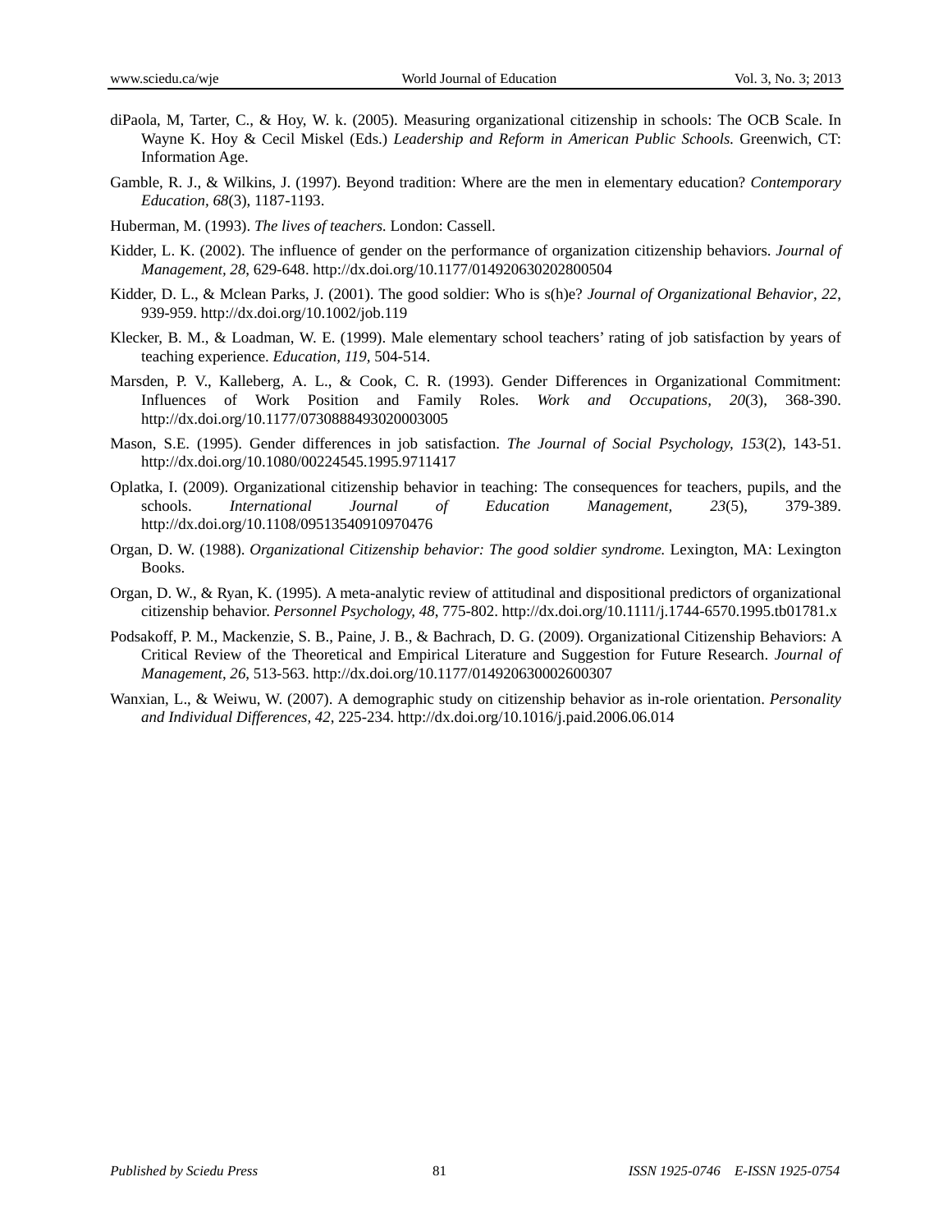diPaola, M, Tarter, C., & Hoy, W. k. (2005). Measuring organizational citizenship in schools: The OCB Scale. In Wayne K. Hoy & Cecil Miskel (Eds.) *Leadership and Reform in American Public Schools.* Greenwich, CT: Information Age.

Gamble, R. J., & Wilkins, J. (1997). Beyond tradition: Where are the men in elementary education? *Contemporary Education, 68*(3), 1187-1193.

Huberman, M. (1993). *The lives of teachers.* London: Cassell.

Kidder, L. K. (2002). The influence of gender on the performance of organization citizenship behaviors. *Journal of Management, 28*, 629-648. http://dx.doi.org/10.1177/014920630202800504

Kidder, D. L., & Mclean Parks, J. (2001). The good soldier: Who is s(h)e? *Journal of Organizational Behavior, 22*, 939-959. http://dx.doi.org/10.1002/job.119

Klecker, B. M., & Loadman, W. E. (1999). Male elementary school teachers' rating of job satisfaction by years of teaching experience. *Education, 119*, 504-514.

Marsden, P. V., Kalleberg, A. L., & Cook, C. R. (1993). Gender Differences in Organizational Commitment: Influences of Work Position and Family Roles. *Work and Occupations, 20*(3), 368-390. http://dx.doi.org/10.1177/0730888493020003005

Mason, S.E. (1995). Gender differences in job satisfaction. *The Journal of Social Psychology, 153*(2), 143-51. http://dx.doi.org/10.1080/00224545.1995.9711417

Oplatka, I. (2009). Organizational citizenship behavior in teaching: The consequences for teachers, pupils, and the schools. *International Journal of Education Management, 23*(5), 379-389. http://dx.doi.org/10.1108/09513540910970476

Organ, D. W. (1988). *Organizational Citizenship behavior: The good soldier syndrome.* Lexington, MA: Lexington Books.

Organ, D. W., & Ryan, K. (1995). A meta-analytic review of attitudinal and dispositional predictors of organizational citizenship behavior. *Personnel Psychology, 48*, 775-802. http://dx.doi.org/10.1111/j.1744-6570.1995.tb01781.x

Podsakoff, P. M., Mackenzie, S. B., Paine, J. B., & Bachrach, D. G. (2009). Organizational Citizenship Behaviors: A Critical Review of the Theoretical and Empirical Literature and Suggestion for Future Research. *Journal of Management, 26*, 513-563. http://dx.doi.org/10.1177/014920630002600307

Wanxian, L., & Weiwu, W. (2007). A demographic study on citizenship behavior as in-role orientation. *Personality and Individual Differences, 42*, 225-234. http://dx.doi.org/10.1016/j.paid.2006.06.014